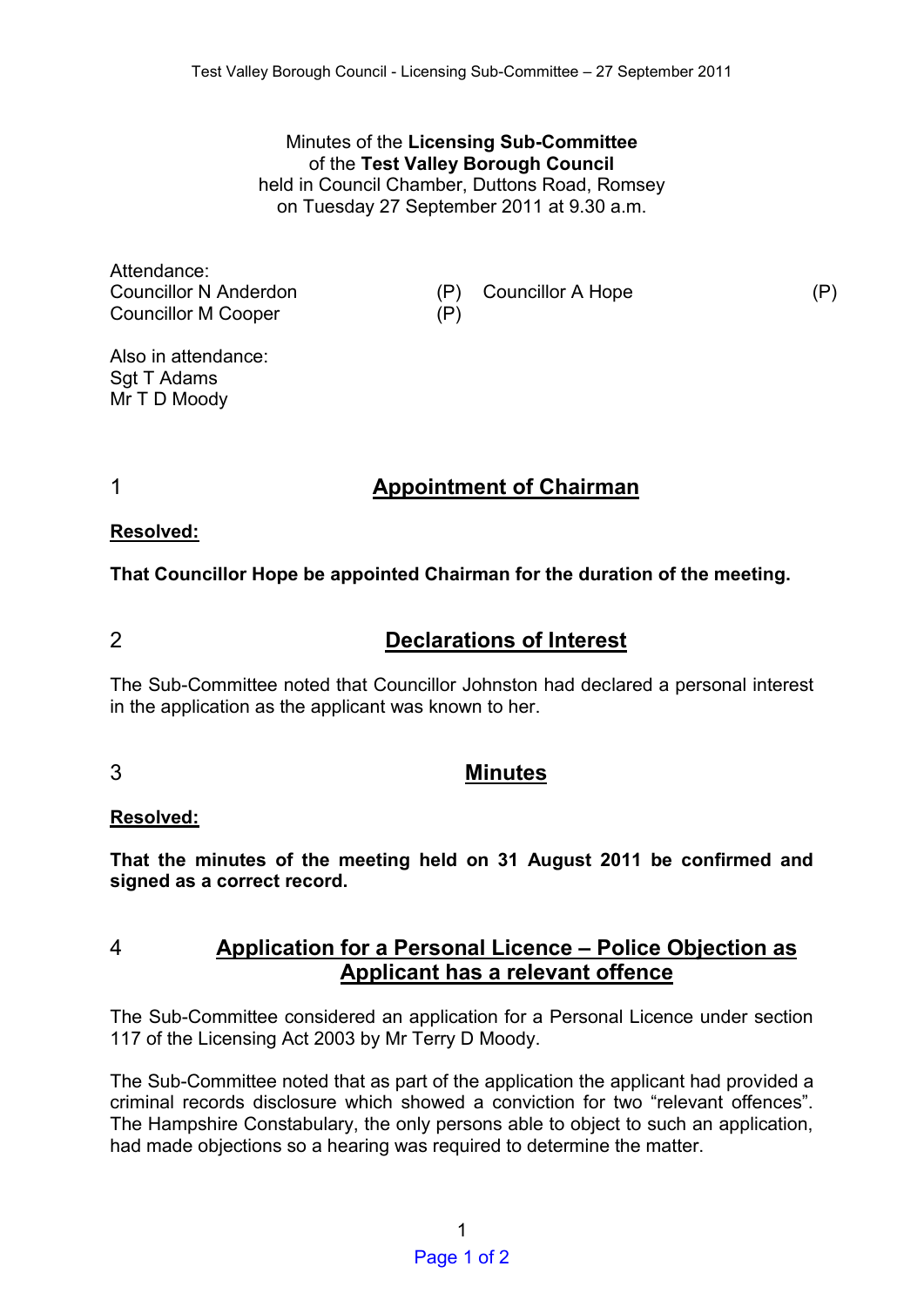Minutes of the **Licensing Sub-Committee**
of the **Test Valley Borough Council**
held in Council Chamber, Duttons Road, Romsey
on Tuesday 27 September 2011 at 9.30 a.m.

Attendance:

| | | | |
|---|---|---|---|
| Councillor N Anderdon | (P) | Councillor A Hope | (P) |
| Councillor M Cooper | (P) | | |

Also in attendance:
Sgt T Adams
Mr T D Moody

## 1 Appointment of Chairman

**Resolved:**

**That Councillor Hope be appointed Chairman for the duration of the meeting.**

## 2 Declarations of Interest

The Sub-Committee noted that Councillor Johnston had declared a personal interest in the application as the applicant was known to her.

## 3 Minutes

**Resolved:**

**That the minutes of the meeting held on 31 August 2011 be confirmed and signed as a correct record.**

## 4 Application for a Personal Licence – Police Objection as Applicant has a relevant offence

The Sub-Committee considered an application for a Personal Licence under section 117 of the Licensing Act 2003 by Mr Terry D Moody.

The Sub-Committee noted that as part of the application the applicant had provided a criminal records disclosure which showed a conviction for two "relevant offences". The Hampshire Constabulary, the only persons able to object to such an application, had made objections so a hearing was required to determine the matter.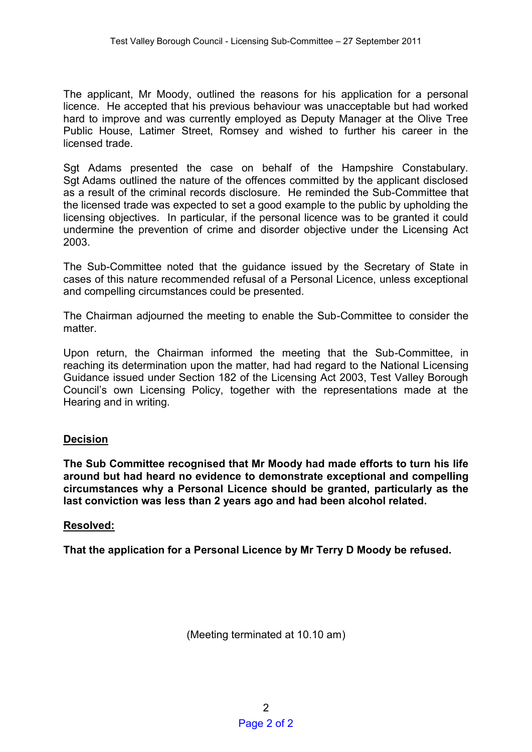The applicant, Mr Moody, outlined the reasons for his application for a personal licence. He accepted that his previous behaviour was unacceptable but had worked hard to improve and was currently employed as Deputy Manager at the Olive Tree Public House, Latimer Street, Romsey and wished to further his career in the licensed trade.

Sgt Adams presented the case on behalf of the Hampshire Constabulary. Sgt Adams outlined the nature of the offences committed by the applicant disclosed as a result of the criminal records disclosure. He reminded the Sub-Committee that the licensed trade was expected to set a good example to the public by upholding the licensing objectives. In particular, if the personal licence was to be granted it could undermine the prevention of crime and disorder objective under the Licensing Act 2003.

The Sub-Committee noted that the guidance issued by the Secretary of State in cases of this nature recommended refusal of a Personal Licence, unless exceptional and compelling circumstances could be presented.

The Chairman adjourned the meeting to enable the Sub-Committee to consider the matter.

Upon return, the Chairman informed the meeting that the Sub-Committee, in reaching its determination upon the matter, had had regard to the National Licensing Guidance issued under Section 182 of the Licensing Act 2003, Test Valley Borough Council's own Licensing Policy, together with the representations made at the Hearing and in writing.

**Decision**

**The Sub Committee recognised that Mr Moody had made efforts to turn his life around but had heard no evidence to demonstrate exceptional and compelling circumstances why a Personal Licence should be granted, particularly as the last conviction was less than 2 years ago and had been alcohol related.**

**Resolved:**

**That the application for a Personal Licence by Mr Terry D Moody be refused.**

(Meeting terminated at 10.10 am)